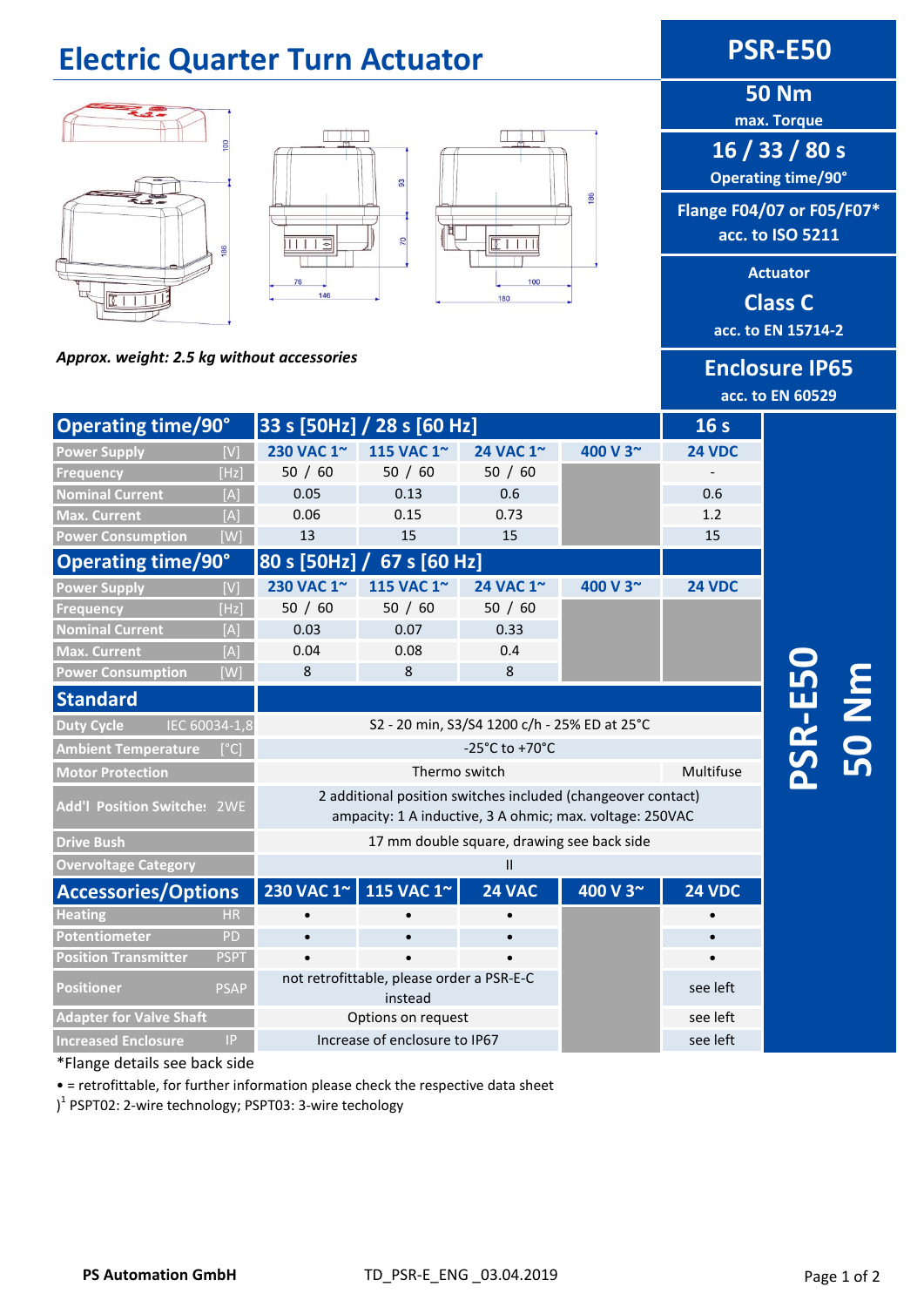# Electric Quarter Turn Actuator

## PSR-E50

**50 Nm**
max. Torque

**16 / 33 / 80 s**
Operating time/90°

**Flange F04/07 or F05/F07***
**acc. to ISO 5211**

**Actuator**
**Class C**
**acc. to EN 15714-2**

**Enclosure IP65**
**acc. to EN 60529**

*Approx. weight: 2.5 kg without accessories*

| Operating time/90° | 33 s [50Hz] / 28 s [60 Hz] | | | | 16 s |
|---|---|---|---|---|---|
| Power Supply [V] | 230 VAC 1~ | 115 VAC 1~ | 24 VAC 1~ | 400 V 3~ | 24 VDC |
| Frequency [Hz] | 50 / 60 | 50 / 60 | 50 / 60 | | - |
| Nominal Current [A] | 0.05 | 0.13 | 0.6 | | 0.6 |
| Max. Current [A] | 0.06 | 0.15 | 0.73 | | 1.2 |
| Power Consumption [W] | 13 | 15 | 15 | | 15 |
| **Operating time/90°** | **80 s [50Hz] / 67 s [60 Hz]** | | | | |
| Power Supply [V] | 230 VAC 1~ | 115 VAC 1~ | 24 VAC 1~ | 400 V 3~ | 24 VDC |
| Frequency [Hz] | 50 / 60 | 50 / 60 | 50 / 60 | | |
| Nominal Current [A] | 0.03 | 0.07 | 0.33 | | |
| Max. Current [A] | 0.04 | 0.08 | 0.4 | | |
| Power Consumption [W] | 8 | 8 | 8 | | |
| **Standard** | | | | | |
| Duty Cycle IEC 60034-1,8 | S2 - 20 min, S3/S4 1200 c/h - 25% ED at 25°C | | | | |
| Ambient Temperature [°C] | -25°C to +70°C | | | | |
| Motor Protection | Thermo switch | | | | Multifuse |
| Add'l Position Switches 2WE | 2 additional position switches included (changeover contact) ampacity: 1 A inductive, 3 A ohmic; max. voltage: 250VAC | | | | |
| Drive Bush | 17 mm double square, drawing see back side | | | | |
| Overvoltage Category | II | | | | |
| **Accessories/Options** | **230 VAC 1~** | **115 VAC 1~** | **24 VAC** | **400 V 3~** | **24 VDC** |
| Heating HR | • | • | • | | • |
| Potentiometer PD | • | • | • | | • |
| Position Transmitter PSPT | • | • | • | | • |
| Positioner PSAP | not retrofittable, please order a PSR-E-C instead | | | | see left |
| Adapter for Valve Shaft | Options on request | | | | see left |
| Increased Enclosure IP | Increase of enclosure to IP67 | | | | see left |

*Flange details see back side

• = retrofittable, for further information please check the respective data sheet

)[1] PSPT02: 2-wire technology; PSPT03: 3-wire techology

PS Automation GmbH — TD_PSR-E_ENG _03.04.2019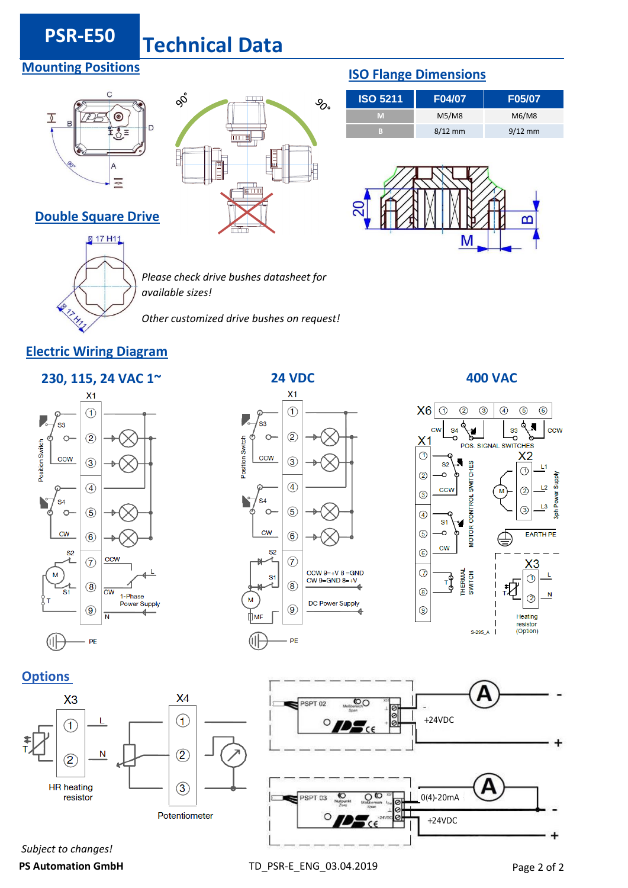# PSR-E50 Technical Data

## Mounting Positions

C

B

D

A

90°

90°

90°

## ISO Flange Dimensions

| ISO 5211 | F04/07 | F05/07 |
|---|---|---|
| M | M5/M8 | M6/M8 |
| B | 8/12 mm | 9/12 mm |

20

B

M

## Double Square Drive

17 H11

17 H11

*Please check drive bushes datasheet for available sizes!*

*Other customized drive bushes on request!*

## Electric Wiring Diagram

### 230, 115, 24 VAC 1~

X1

Position Switch

S3

CCW

S4

CW

S2

M

S1

T

CCW

CW

L

1-Phase Power Supply

N

PE

### 24 VDC

X1

Position Switch

S3

CCW

S4

CW

S2

S1

M

MF

CCW 9=+V 8 =GND

CW 9=GND 8=+V

DC Power Supply

PE

### 400 VAC

X6

CW

S4

S3

CCW

POS. SIGNAL SWITCHES

X1

S2

CCW

S1

CW

MOTOR CONTROL SWITCHES

T

THERMAL SWITCH

X2

L1

L2

L3

3ph Power Supply

M

EARTH PE

X3

T

L

N

Heating resistor (Option)

S-295_A

## Options

X3

T

L

N

HR heating resistor

X4

Potentiometer

PSPT 02

+24VDC

A

-

+

PSPT 03

0(4)-20mA

+24VDC

A

-

+

*Subject to changes!*

**PS Automation GmbH**

TD_PSR-E_ENG_03.04.2019